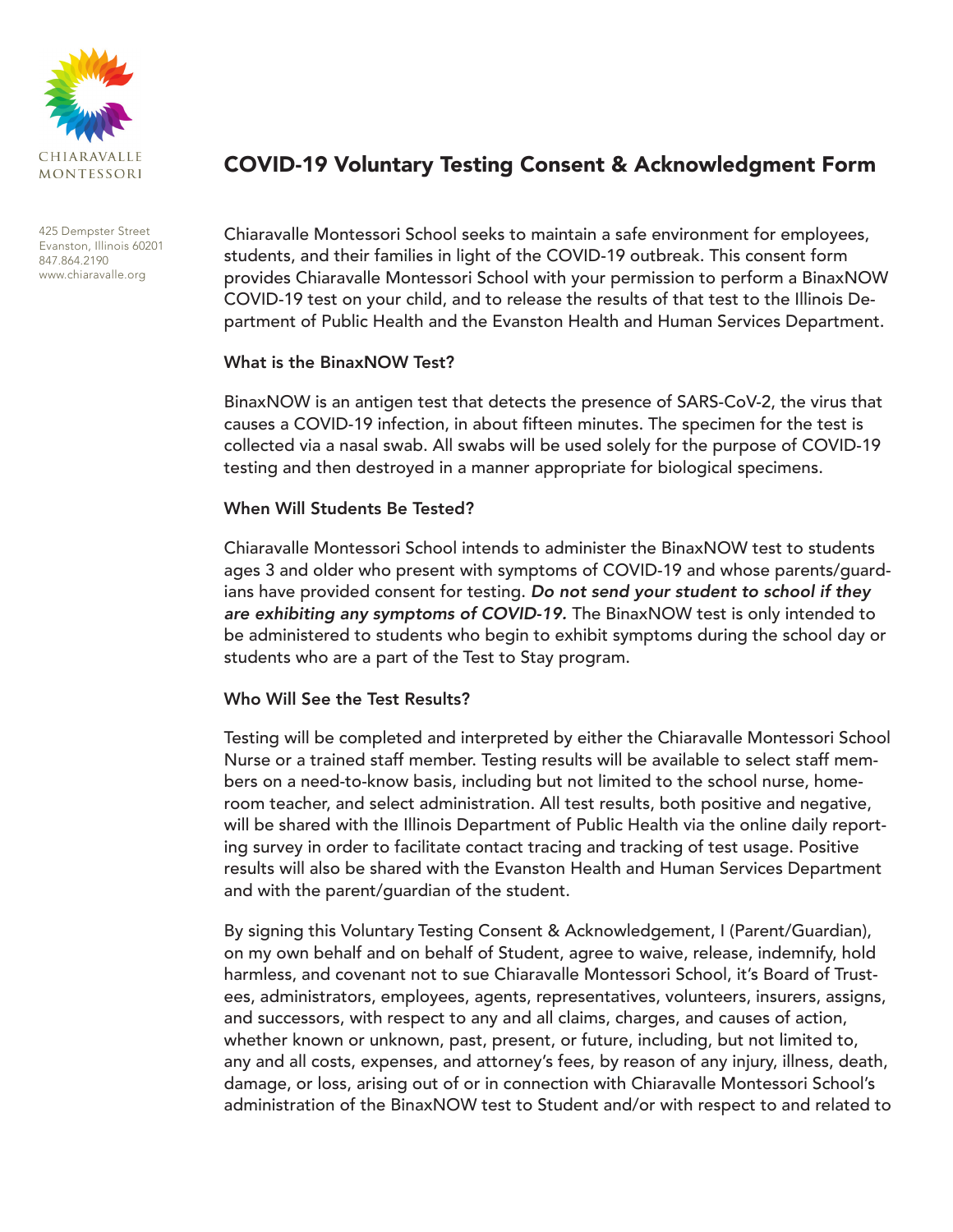CHIARAVALLE MONTESSORI

425 Dempster Street
Evanston, Illinois 60201
847.864.2190
www.chiaravalle.org

# COVID-19 Voluntary Testing Consent & Acknowledgment Form

Chiaravalle Montessori School seeks to maintain a safe environment for employees, students, and their families in light of the COVID-19 outbreak. This consent form provides Chiaravalle Montessori School with your permission to perform a BinaxNOW COVID-19 test on your child, and to release the results of that test to the Illinois Department of Public Health and the Evanston Health and Human Services Department.

### What is the BinaxNOW Test?

BinaxNOW is an antigen test that detects the presence of SARS-CoV-2, the virus that causes a COVID-19 infection, in about fifteen minutes. The specimen for the test is collected via a nasal swab. All swabs will be used solely for the purpose of COVID-19 testing and then destroyed in a manner appropriate for biological specimens.

### When Will Students Be Tested?

Chiaravalle Montessori School intends to administer the BinaxNOW test to students ages 3 and older who present with symptoms of COVID-19 and whose parents/guardians have provided consent for testing. ***Do not send your student to school if they are exhibiting any symptoms of COVID-19.*** The BinaxNOW test is only intended to be administered to students who begin to exhibit symptoms during the school day or students who are a part of the Test to Stay program.

### Who Will See the Test Results?

Testing will be completed and interpreted by either the Chiaravalle Montessori School Nurse or a trained staff member. Testing results will be available to select staff members on a need-to-know basis, including but not limited to the school nurse, homeroom teacher, and select administration. All test results, both positive and negative, will be shared with the Illinois Department of Public Health via the online daily reporting survey in order to facilitate contact tracing and tracking of test usage. Positive results will also be shared with the Evanston Health and Human Services Department and with the parent/guardian of the student.

By signing this Voluntary Testing Consent & Acknowledgement, I (Parent/Guardian), on my own behalf and on behalf of Student, agree to waive, release, indemnify, hold harmless, and covenant not to sue Chiaravalle Montessori School, it's Board of Trustees, administrators, employees, agents, representatives, volunteers, insurers, assigns, and successors, with respect to any and all claims, charges, and causes of action, whether known or unknown, past, present, or future, including, but not limited to, any and all costs, expenses, and attorney's fees, by reason of any injury, illness, death, damage, or loss, arising out of or in connection with Chiaravalle Montessori School's administration of the BinaxNOW test to Student and/or with respect to and related to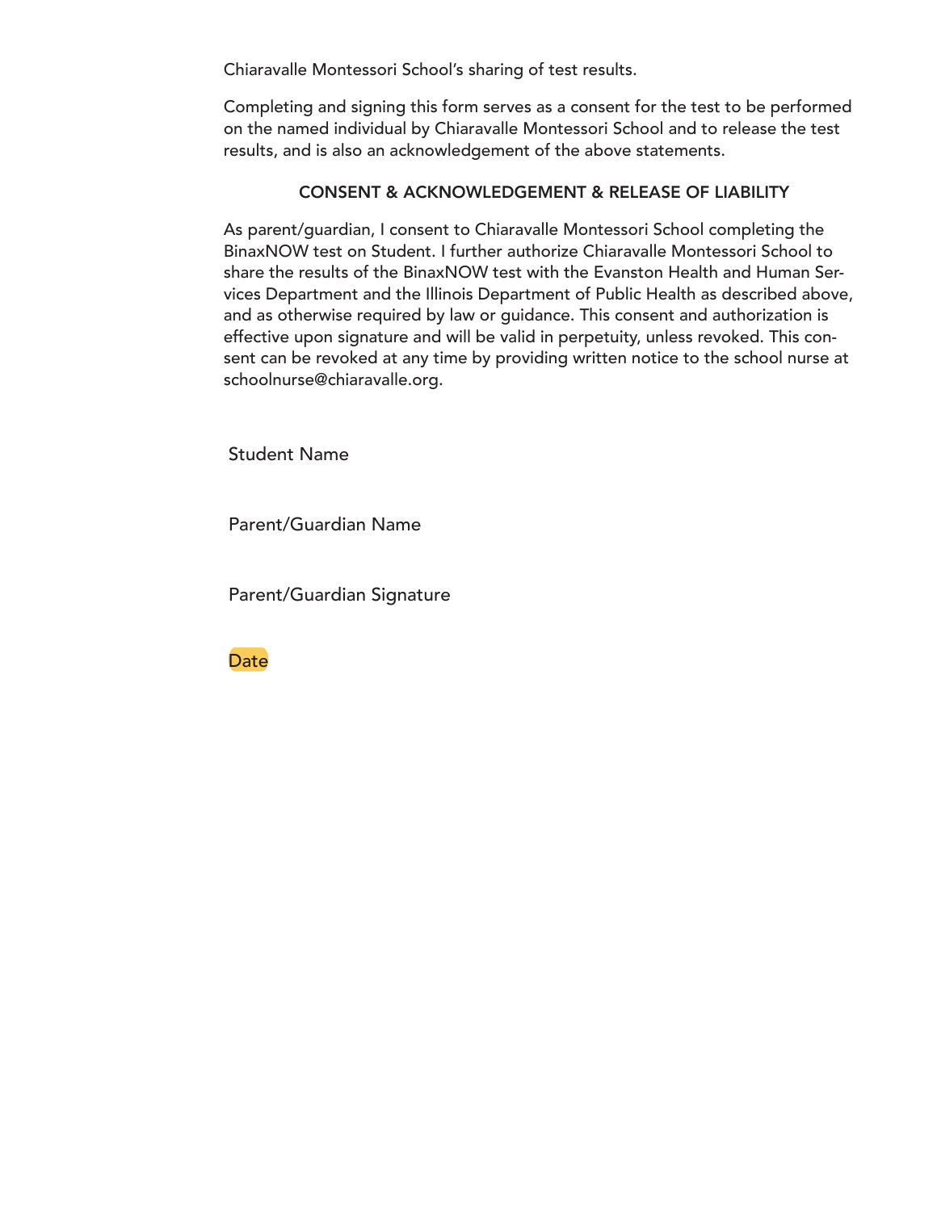Chiaravalle Montessori School's sharing of test results.

Completing and signing this form serves as a consent for the test to be performed on the named individual by Chiaravalle Montessori School and to release the test results, and is also an acknowledgement of the above statements.

### CONSENT & ACKNOWLEDGEMENT & RELEASE OF LIABILITY

As parent/guardian, I consent to Chiaravalle Montessori School completing the BinaxNOW test on Student. I further authorize Chiaravalle Montessori School to share the results of the BinaxNOW test with the Evanston Health and Human Services Department and the Illinois Department of Public Health as described above, and as otherwise required by law or guidance. This consent and authorization is effective upon signature and will be valid in perpetuity, unless revoked. This consent can be revoked at any time by providing written notice to the school nurse at schoolnurse@chiaravalle.org.

Student Name

Parent/Guardian Name

Parent/Guardian Signature

Date